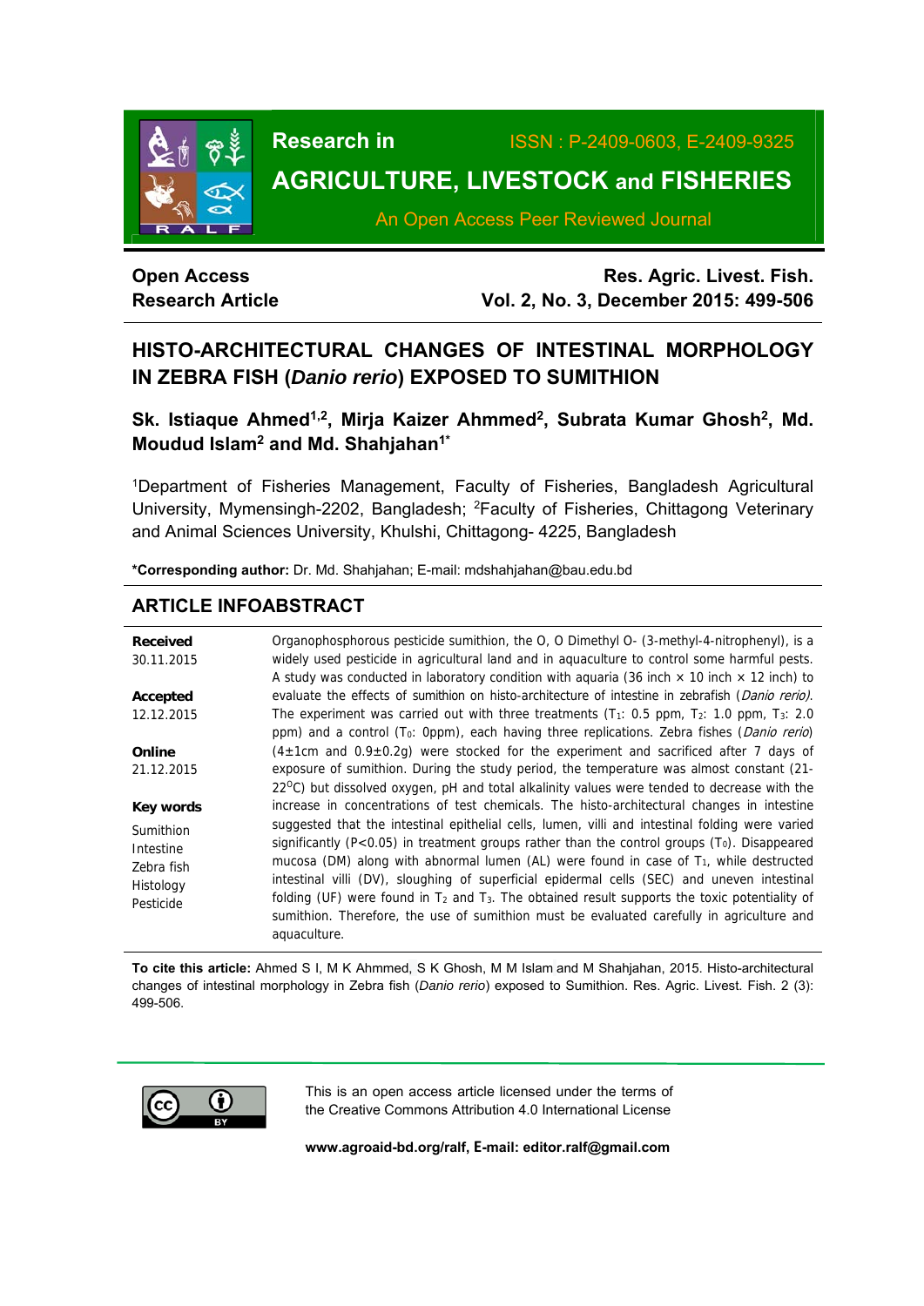**Research in AGRICULTURE, LIVESTOCK and FISHERIES**

ISSN : P-2409-0603, E-2409-9325

An Open Access Peer Reviewed Journal

**Open Access**
**Research Article**

**Res. Agric. Livest. Fish.**
**Vol. 2, No. 3, December 2015: 499-506**

# HISTO-ARCHITECTURAL CHANGES OF INTESTINAL MORPHOLOGY IN ZEBRA FISH (*Danio rerio*) EXPOSED TO SUMITHION

**Sk. Istiaque Ahmed[1,2], Mirja Kaizer Ahmmed[2], Subrata Kumar Ghosh[2], Md. Moudud Islam[2] and Md. Shahjahan[1*]**

[1]Department of Fisheries Management, Faculty of Fisheries, Bangladesh Agricultural University, Mymensingh-2202, Bangladesh; [2]Faculty of Fisheries, Chittagong Veterinary and Animal Sciences University, Khulshi, Chittagong- 4225, Bangladesh

**\*Corresponding author:** Dr. Md. Shahjahan; E-mail: mdshahjahan@bau.edu.bd

## ARTICLE INFO ABSTRACT

**Received**
30.11.2015

**Accepted**
12.12.2015

**Online**
21.12.2015

**Key words**
Sumithion
Intestine
Zebra fish
Histology
Pesticide

Organophosphorous pesticide sumithion, the O, O Dimethyl O- (3-methyl-4-nitrophenyl), is a widely used pesticide in agricultural land and in aquaculture to control some harmful pests. A study was conducted in laboratory condition with aquaria (36 inch × 10 inch × 12 inch) to evaluate the effects of sumithion on histo-architecture of intestine in zebrafish (*Danio rerio*). The experiment was carried out with three treatments ($T_1$: 0.5 ppm, $T_2$: 1.0 ppm, $T_3$: 2.0 ppm) and a control ($T_0$: 0ppm), each having three replications. Zebra fishes (*Danio rerio*) (4±1cm and 0.9±0.2g) were stocked for the experiment and sacrificed after 7 days of exposure of sumithion. During the study period, the temperature was almost constant (21-22$^{O}$C) but dissolved oxygen, pH and total alkalinity values were tended to decrease with the increase in concentrations of test chemicals. The histo-architectural changes in intestine suggested that the intestinal epithelial cells, lumen, villi and intestinal folding were varied significantly ($P<0.05$) in treatment groups rather than the control groups ($T_0$). Disappeared mucosa (DM) along with abnormal lumen (AL) were found in case of $T_1$, while destructed intestinal villi (DV), sloughing of superficial epidermal cells (SEC) and uneven intestinal folding (UF) were found in $T_2$ and $T_3$. The obtained result supports the toxic potentiality of sumithion. Therefore, the use of sumithion must be evaluated carefully in agriculture and aquaculture.

**To cite this article:** Ahmed S I, M K Ahmmed, S K Ghosh, M M Islam and M Shahjahan, 2015. Histo-architectural changes of intestinal morphology in Zebra fish (*Danio rerio*) exposed to Sumithion. Res. Agric. Livest. Fish. 2 (3): 499-506.

This is an open access article licensed under the terms of the Creative Commons Attribution 4.0 International License

**www.agroaid-bd.org/ralf, E-mail: editor.ralf@gmail.com**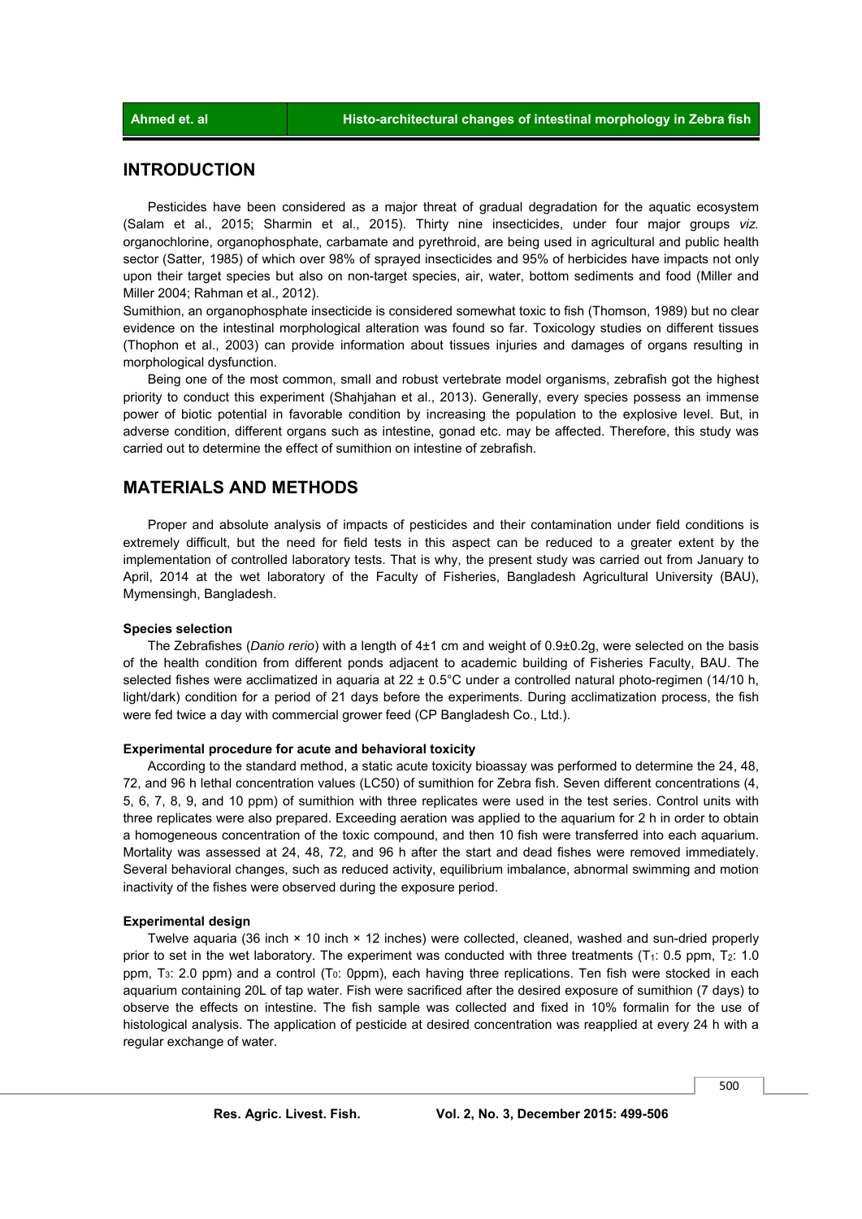## INTRODUCTION

Pesticides have been considered as a major threat of gradual degradation for the aquatic ecosystem (Salam et al., 2015; Sharmin et al., 2015). Thirty nine insecticides, under four major groups *viz.* organochlorine, organophosphate, carbamate and pyrethroid, are being used in agricultural and public health sector (Satter, 1985) of which over 98% of sprayed insecticides and 95% of herbicides have impacts not only upon their target species but also on non-target species, air, water, bottom sediments and food (Miller and Miller 2004; Rahman et al., 2012).

Sumithion, an organophosphate insecticide is considered somewhat toxic to fish (Thomson, 1989) but no clear evidence on the intestinal morphological alteration was found so far. Toxicology studies on different tissues (Thophon et al., 2003) can provide information about tissues injuries and damages of organs resulting in morphological dysfunction.

Being one of the most common, small and robust vertebrate model organisms, zebrafish got the highest priority to conduct this experiment (Shahjahan et al., 2013). Generally, every species possess an immense power of biotic potential in favorable condition by increasing the population to the explosive level. But, in adverse condition, different organs such as intestine, gonad etc. may be affected. Therefore, this study was carried out to determine the effect of sumithion on intestine of zebrafish.

## MATERIALS AND METHODS

Proper and absolute analysis of impacts of pesticides and their contamination under field conditions is extremely difficult, but the need for field tests in this aspect can be reduced to a greater extent by the implementation of controlled laboratory tests. That is why, the present study was carried out from January to April, 2014 at the wet laboratory of the Faculty of Fisheries, Bangladesh Agricultural University (BAU), Mymensingh, Bangladesh.

### Species selection

The Zebrafishes (*Danio rerio*) with a length of 4±1 cm and weight of 0.9±0.2g, were selected on the basis of the health condition from different ponds adjacent to academic building of Fisheries Faculty, BAU. The selected fishes were acclimatized in aquaria at 22 ± 0.5°C under a controlled natural photo-regimen (14/10 h, light/dark) condition for a period of 21 days before the experiments. During acclimatization process, the fish were fed twice a day with commercial grower feed (CP Bangladesh Co., Ltd.).

### Experimental procedure for acute and behavioral toxicity

According to the standard method, a static acute toxicity bioassay was performed to determine the 24, 48, 72, and 96 h lethal concentration values (LC50) of sumithion for Zebra fish. Seven different concentrations (4, 5, 6, 7, 8, 9, and 10 ppm) of sumithion with three replicates were used in the test series. Control units with three replicates were also prepared. Exceeding aeration was applied to the aquarium for 2 h in order to obtain a homogeneous concentration of the toxic compound, and then 10 fish were transferred into each aquarium. Mortality was assessed at 24, 48, 72, and 96 h after the start and dead fishes were removed immediately. Several behavioral changes, such as reduced activity, equilibrium imbalance, abnormal swimming and motion inactivity of the fishes were observed during the exposure period.

### Experimental design

Twelve aquaria (36 inch × 10 inch × 12 inches) were collected, cleaned, washed and sun-dried properly prior to set in the wet laboratory. The experiment was conducted with three treatments ($T_1$: 0.5 ppm, $T_2$: 1.0 ppm, $T_3$: 2.0 ppm) and a control ($T_0$: 0ppm), each having three replications. Ten fish were stocked in each aquarium containing 20L of tap water. Fish were sacrificed after the desired exposure of sumithion (7 days) to observe the effects on intestine. The fish sample was collected and fixed in 10% formalin for the use of histological analysis. The application of pesticide at desired concentration was reapplied at every 24 h with a regular exchange of water.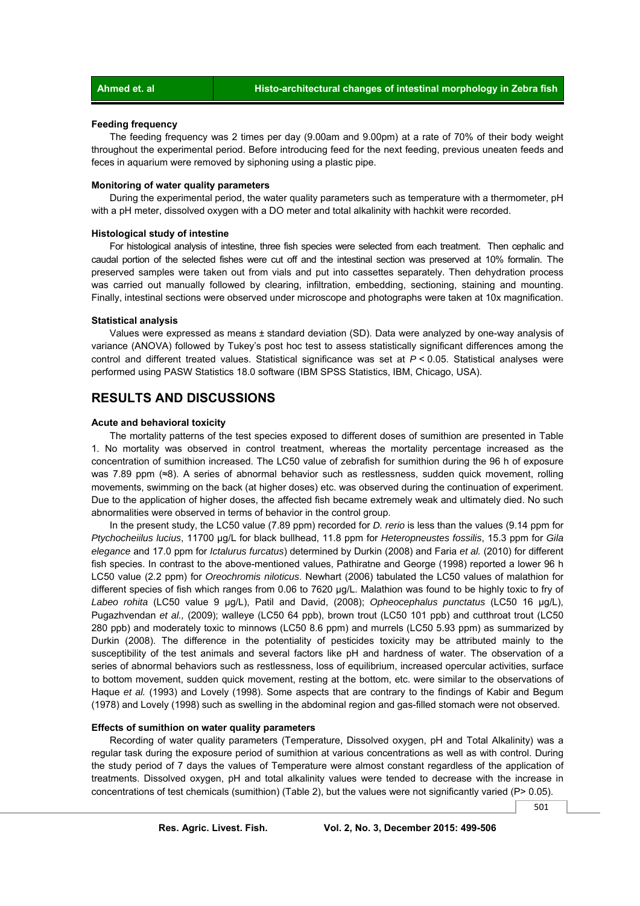#### Feeding frequency

The feeding frequency was 2 times per day (9.00am and 9.00pm) at a rate of 70% of their body weight throughout the experimental period. Before introducing feed for the next feeding, previous uneaten feeds and feces in aquarium were removed by siphoning using a plastic pipe.

#### Monitoring of water quality parameters

During the experimental period, the water quality parameters such as temperature with a thermometer, pH with a pH meter, dissolved oxygen with a DO meter and total alkalinity with hachkit were recorded.

#### Histological study of intestine

For histological analysis of intestine, three fish species were selected from each treatment. Then cephalic and caudal portion of the selected fishes were cut off and the intestinal section was preserved at 10% formalin. The preserved samples were taken out from vials and put into cassettes separately. Then dehydration process was carried out manually followed by clearing, infiltration, embedding, sectioning, staining and mounting. Finally, intestinal sections were observed under microscope and photographs were taken at 10x magnification.

#### Statistical analysis

Values were expressed as means ± standard deviation (SD). Data were analyzed by one-way analysis of variance (ANOVA) followed by Tukey's post hoc test to assess statistically significant differences among the control and different treated values. Statistical significance was set at $P < 0.05$. Statistical analyses were performed using PASW Statistics 18.0 software (IBM SPSS Statistics, IBM, Chicago, USA).

## RESULTS AND DISCUSSIONS

#### Acute and behavioral toxicity

The mortality patterns of the test species exposed to different doses of sumithion are presented in Table 1. No mortality was observed in control treatment, whereas the mortality percentage increased as the concentration of sumithion increased. The LC50 value of zebrafish for sumithion during the 96 h of exposure was 7.89 ppm (≈8). A series of abnormal behavior such as restlessness, sudden quick movement, rolling movements, swimming on the back (at higher doses) etc. was observed during the continuation of experiment. Due to the application of higher doses, the affected fish became extremely weak and ultimately died. No such abnormalities were observed in terms of behavior in the control group.

In the present study, the LC50 value (7.89 ppm) recorded for *D. rerio* is less than the values (9.14 ppm for *Ptychocheiilus lucius*, 11700 µg/L for black bullhead, 11.8 ppm for *Heteropneustes fossilis*, 15.3 ppm for *Gila elegance* and 17.0 ppm for *Ictalurus furcatus*) determined by Durkin (2008) and Faria *et al.* (2010) for different fish species. In contrast to the above-mentioned values, Pathiratne and George (1998) reported a lower 96 h LC50 value (2.2 ppm) for *Oreochromis niloticus*. Newhart (2006) tabulated the LC50 values of malathion for different species of fish which ranges from 0.06 to 7620 µg/L. Malathion was found to be highly toxic to fry of *Labeo rohita* (LC50 value 9 µg/L), Patil and David, (2008); *Opheocephalus punctatus* (LC50 16 µg/L), Pugazhvendan *et al.,* (2009); walleye (LC50 64 ppb), brown trout (LC50 101 ppb) and cutthroat trout (LC50 280 ppb) and moderately toxic to minnows (LC50 8.6 ppm) and murrels (LC50 5.93 ppm) as summarized by Durkin (2008). The difference in the potentiality of pesticides toxicity may be attributed mainly to the susceptibility of the test animals and several factors like pH and hardness of water. The observation of a series of abnormal behaviors such as restlessness, loss of equilibrium, increased opercular activities, surface to bottom movement, sudden quick movement, resting at the bottom, etc. were similar to the observations of Haque *et al.* (1993) and Lovely (1998). Some aspects that are contrary to the findings of Kabir and Begum (1978) and Lovely (1998) such as swelling in the abdominal region and gas-filled stomach were not observed.

#### Effects of sumithion on water quality parameters

Recording of water quality parameters (Temperature, Dissolved oxygen, pH and Total Alkalinity) was a regular task during the exposure period of sumithion at various concentrations as well as with control. During the study period of 7 days the values of Temperature were almost constant regardless of the application of treatments. Dissolved oxygen, pH and total alkalinity values were tended to decrease with the increase in concentrations of test chemicals (sumithion) (Table 2), but the values were not significantly varied ($P > 0.05$).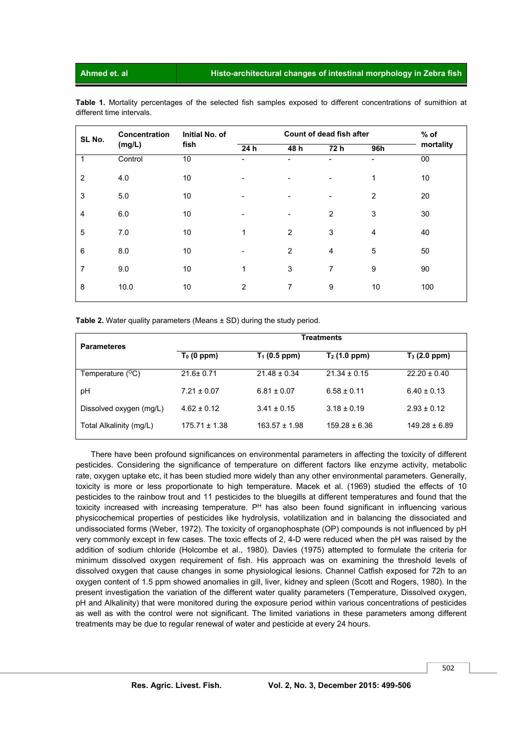**Table 1.** Mortality percentages of the selected fish samples exposed to different concentrations of sumithion at different time intervals.

| SL No. | Concentration (mg/L) | Initial No. of fish | Count of dead fish after | | | | % of mortality |
|---|---|---|---|---|---|---|---|
| | | | 24 h | 48 h | 72 h | 96h | |
| 1 | Control | 10 | - | - | - | - | 00 |
| 2 | 4.0 | 10 | - | - | - | 1 | 10 |
| 3 | 5.0 | 10 | - | - | - | 2 | 20 |
| 4 | 6.0 | 10 | - | - | 2 | 3 | 30 |
| 5 | 7.0 | 10 | 1 | 2 | 3 | 4 | 40 |
| 6 | 8.0 | 10 | - | 2 | 4 | 5 | 50 |
| 7 | 9.0 | 10 | 1 | 3 | 7 | 9 | 90 |
| 8 | 10.0 | 10 | 2 | 7 | 9 | 10 | 100 |

**Table 2.** Water quality parameters (Means ± SD) during the study period.

| Parameteres | Treatments | | | |
|---|---|---|---|---|
| | $T_0$ (0 ppm) | $T_1$ (0.5 ppm) | $T_2$ (1.0 ppm) | $T_3$ (2.0 ppm) |
| Temperature (°C) | 21.6± 0.71 | 21.48 ± 0.34 | 21.34 ± 0.15 | 22.20 ± 0.40 |
| pH | 7.21 ± 0.07 | 6.81 ± 0.07 | 6.58 ± 0.11 | 6.40 ± 0.13 |
| Dissolved oxygen (mg/L) | 4.62 ± 0.12 | 3.41 ± 0.15 | 3.18 ± 0.19 | 2.93 ± 0.12 |
| Total Alkalinity (mg/L) | 175.71 ± 1.38 | 163.57 ± 1.98 | 159.28 ± 6.36 | 149.28 ± 6.89 |

There have been profound significances on environmental parameters in affecting the toxicity of different pesticides. Considering the significance of temperature on different factors like enzyme activity, metabolic rate, oxygen uptake etc, it has been studied more widely than any other environmental parameters. Generally, toxicity is more or less proportionate to high temperature. Macek et al. (1969) studied the effects of 10 pesticides to the rainbow trout and 11 pesticides to the bluegills at different temperatures and found that the toxicity increased with increasing temperature. $P^H$ has also been found significant in influencing various physicochemical properties of pesticides like hydrolysis, volatilization and in balancing the dissociated and undissociated forms (Weber, 1972). The toxicity of organophosphate (OP) compounds is not influenced by pH very commonly except in few cases. The toxic effects of 2, 4-D were reduced when the pH was raised by the addition of sodium chloride (Holcombe et al., 1980). Davies (1975) attempted to formulate the criteria for minimum dissolved oxygen requirement of fish. His approach was on examining the threshold levels of dissolved oxygen that cause changes in some physiological lesions. Channel Catfish exposed for 72h to an oxygen content of 1.5 ppm showed anomalies in gill, liver, kidney and spleen (Scott and Rogers, 1980). In the present investigation the variation of the different water quality parameters (Temperature, Dissolved oxygen, pH and Alkalinity) that were monitored during the exposure period within various concentrations of pesticides as well as with the control were not significant. The limited variations in these parameters among different treatments may be due to regular renewal of water and pesticide at every 24 hours.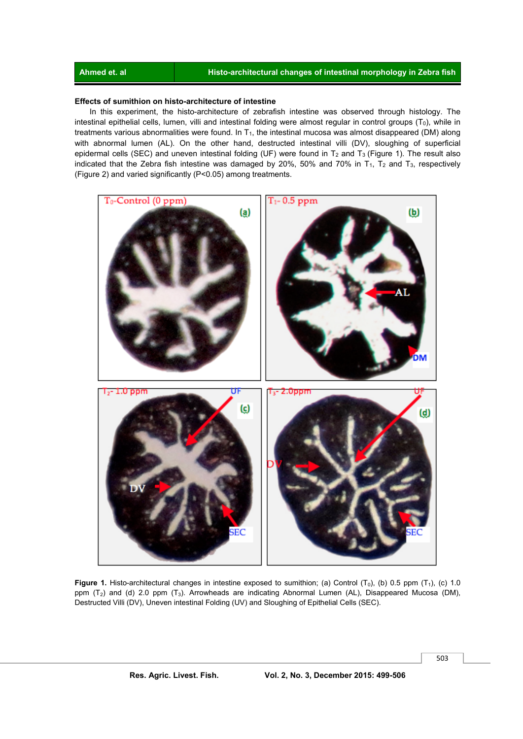### Effects of sumithion on histo-architecture of intestine

In this experiment, the histo-architecture of zebrafish intestine was observed through histology. The intestinal epithelial cells, lumen, villi and intestinal folding were almost regular in control groups ($T_0$), while in treatments various abnormalities were found. In $T_1$, the intestinal mucosa was almost disappeared (DM) along with abnormal lumen (AL). On the other hand, destructed intestinal villi (DV), sloughing of superficial epidermal cells (SEC) and uneven intestinal folding (UF) were found in $T_2$ and $T_3$ (Figure 1). The result also indicated that the Zebra fish intestine was damaged by 20%, 50% and 70% in $T_1$, $T_2$ and $T_3$, respectively (Figure 2) and varied significantly ($P<0.05$) among treatments.

**Figure 1.** Histo-architectural changes in intestine exposed to sumithion; (a) Control ($T_0$), (b) 0.5 ppm ($T_1$), (c) 1.0 ppm ($T_2$) and (d) 2.0 ppm ($T_3$). Arrowheads are indicating Abnormal Lumen (AL), Disappeared Mucosa (DM), Destructed Villi (DV), Uneven intestinal Folding (UV) and Sloughing of Epithelial Cells (SEC).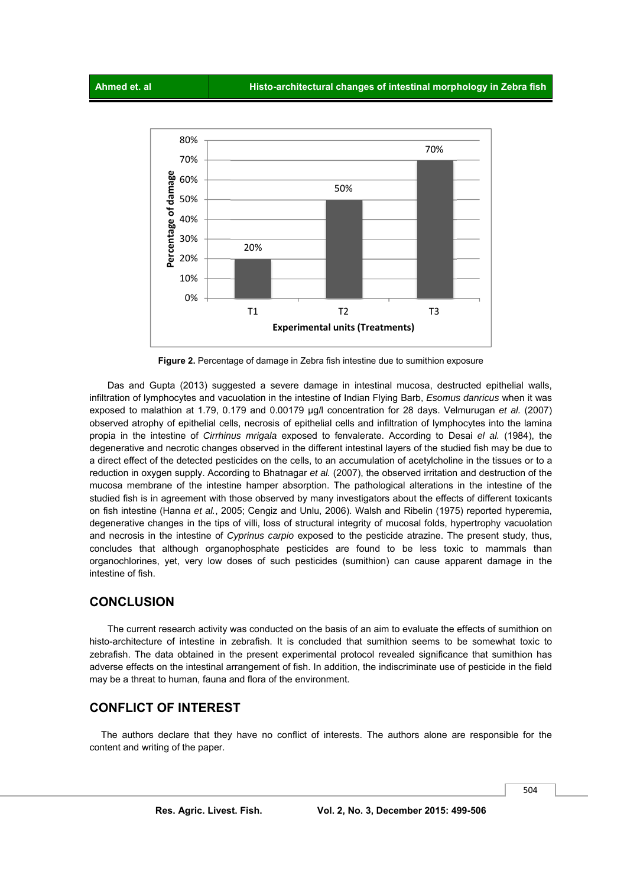**Figure 2.** Percentage of damage in Zebra fish intestine due to sumithion exposure

Das and Gupta (2013) suggested a severe damage in intestinal mucosa, destructed epithelial walls, infiltration of lymphocytes and vacuolation in the intestine of Indian Flying Barb, *Esomus danricus* when it was exposed to malathion at 1.79, 0.179 and 0.00179 µg/l concentration for 28 days. Velmurugan *et al.* (2007) observed atrophy of epithelial cells, necrosis of epithelial cells and infiltration of lymphocytes into the lamina propia in the intestine of *Cirrhinus mrigala* exposed to fenvalerate. According to Desai *el al.* (1984), the degenerative and necrotic changes observed in the different intestinal layers of the studied fish may be due to a direct effect of the detected pesticides on the cells, to an accumulation of acetylcholine in the tissues or to a reduction in oxygen supply. According to Bhatnagar *et al.* (2007), the observed irritation and destruction of the mucosa membrane of the intestine hamper absorption. The pathological alterations in the intestine of the studied fish is in agreement with those observed by many investigators about the effects of different toxicants on fish intestine (Hanna *et al.*, 2005; Cengiz and Unlu, 2006). Walsh and Ribelin (1975) reported hyperemia, degenerative changes in the tips of villi, loss of structural integrity of mucosal folds, hypertrophy vacuolation and necrosis in the intestine of *Cyprinus carpio* exposed to the pesticide atrazine. The present study, thus, concludes that although organophosphate pesticides are found to be less toxic to mammals than organochlorines, yet, very low doses of such pesticides (sumithion) can cause apparent damage in the intestine of fish.

## CONCLUSION

The current research activity was conducted on the basis of an aim to evaluate the effects of sumithion on histo-architecture of intestine in zebrafish. It is concluded that sumithion seems to be somewhat toxic to zebrafish. The data obtained in the present experimental protocol revealed significance that sumithion has adverse effects on the intestinal arrangement of fish. In addition, the indiscriminate use of pesticide in the field may be a threat to human, fauna and flora of the environment.

## CONFLICT OF INTEREST

The authors declare that they have no conflict of interests. The authors alone are responsible for the content and writing of the paper.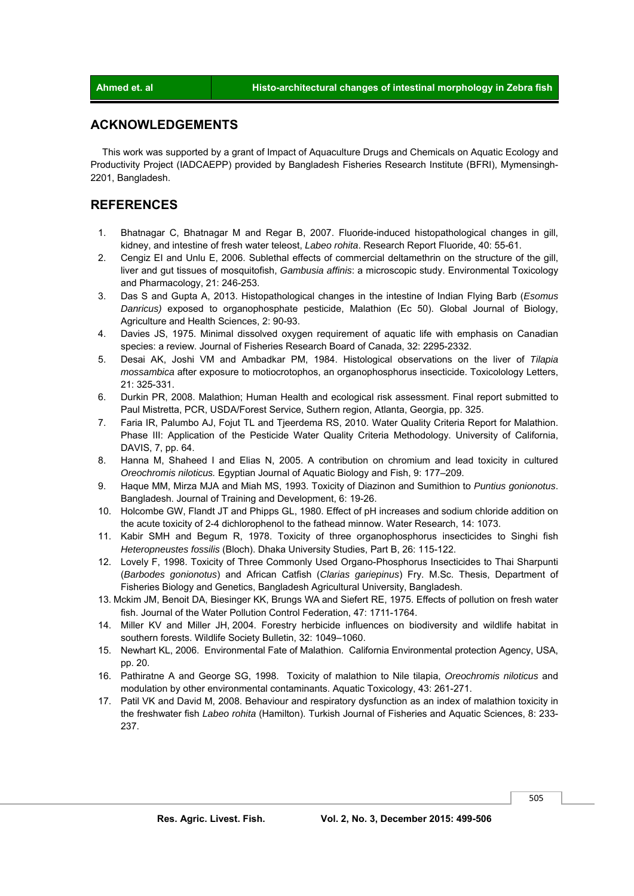## ACKNOWLEDGEMENTS

This work was supported by a grant of Impact of Aquaculture Drugs and Chemicals on Aquatic Ecology and Productivity Project (IADCAEPP) provided by Bangladesh Fisheries Research Institute (BFRI), Mymensingh-2201, Bangladesh.

## REFERENCES

1. Bhatnagar C, Bhatnagar M and Regar B, 2007. Fluoride-induced histopathological changes in gill, kidney, and intestine of fresh water teleost, *Labeo rohita*. Research Report Fluoride, 40: 55-61.
2. Cengiz EI and Unlu E, 2006. Sublethal effects of commercial deltamethrin on the structure of the gill, liver and gut tissues of mosquitofish, *Gambusia affinis*: a microscopic study. Environmental Toxicology and Pharmacology, 21: 246-253.
3. Das S and Gupta A, 2013. Histopathological changes in the intestine of Indian Flying Barb (*Esomus Danricus)* exposed to organophosphate pesticide, Malathion (Ec 50). Global Journal of Biology, Agriculture and Health Sciences, 2: 90-93.
4. Davies JS, 1975. Minimal dissolved oxygen requirement of aquatic life with emphasis on Canadian species: a review. Journal of Fisheries Research Board of Canada, 32: 2295-2332.
5. Desai AK, Joshi VM and Ambadkar PM, 1984. Histological observations on the liver of *Tilapia mossambica* after exposure to motiocrotophos, an organophosphorus insecticide. Toxicolology Letters, 21: 325-331.
6. Durkin PR, 2008. Malathion; Human Health and ecological risk assessment. Final report submitted to Paul Mistretta, PCR, USDA/Forest Service, Suthern region, Atlanta, Georgia, pp. 325.
7. Faria IR, Palumbo AJ, Fojut TL and Tjeerdema RS, 2010. Water Quality Criteria Report for Malathion. Phase III: Application of the Pesticide Water Quality Criteria Methodology. University of California, DAVIS, 7, pp. 64.
8. Hanna M, Shaheed I and Elias N, 2005. A contribution on chromium and lead toxicity in cultured *Oreochromis niloticus.* Egyptian Journal of Aquatic Biology and Fish, 9: 177–209.
9. Haque MM, Mirza MJA and Miah MS, 1993. Toxicity of Diazinon and Sumithion to *Puntius gonionotus*. Bangladesh. Journal of Training and Development, 6: 19-26.
10. Holcombe GW, Flandt JT and Phipps GL, 1980. Effect of pH increases and sodium chloride addition on the acute toxicity of 2-4 dichlorophenol to the fathead minnow. Water Research, 14: 1073.
11. Kabir SMH and Begum R, 1978. Toxicity of three organophosphorus insecticides to Singhi fish *Heteropneustes fossilis* (Bloch). Dhaka University Studies, Part B, 26: 115-122.
12. Lovely F, 1998. Toxicity of Three Commonly Used Organo-Phosphorus Insecticides to Thai Sharpunti (*Barbodes gonionotus*) and African Catfish (*Clarias gariepinus*) Fry. M.Sc. Thesis, Department of Fisheries Biology and Genetics, Bangladesh Agricultural University, Bangladesh.
13. Mckim JM, Benoit DA, Biesinger KK, Brungs WA and Siefert RE, 1975. Effects of pollution on fresh water fish. Journal of the Water Pollution Control Federation, 47: 1711-1764.
14. Miller KV and Miller JH, 2004. Forestry herbicide influences on biodiversity and wildlife habitat in southern forests. Wildlife Society Bulletin, 32: 1049–1060.
15. Newhart KL, 2006. Environmental Fate of Malathion. California Environmental protection Agency, USA, pp. 20.
16. Pathiratne A and George SG, 1998. Toxicity of malathion to Nile tilapia, *Oreochromis niloticus* and modulation by other environmental contaminants. Aquatic Toxicology, 43: 261-271.
17. Patil VK and David M, 2008. Behaviour and respiratory dysfunction as an index of malathion toxicity in the freshwater fish *Labeo rohita* (Hamilton). Turkish Journal of Fisheries and Aquatic Sciences, 8: 233-237.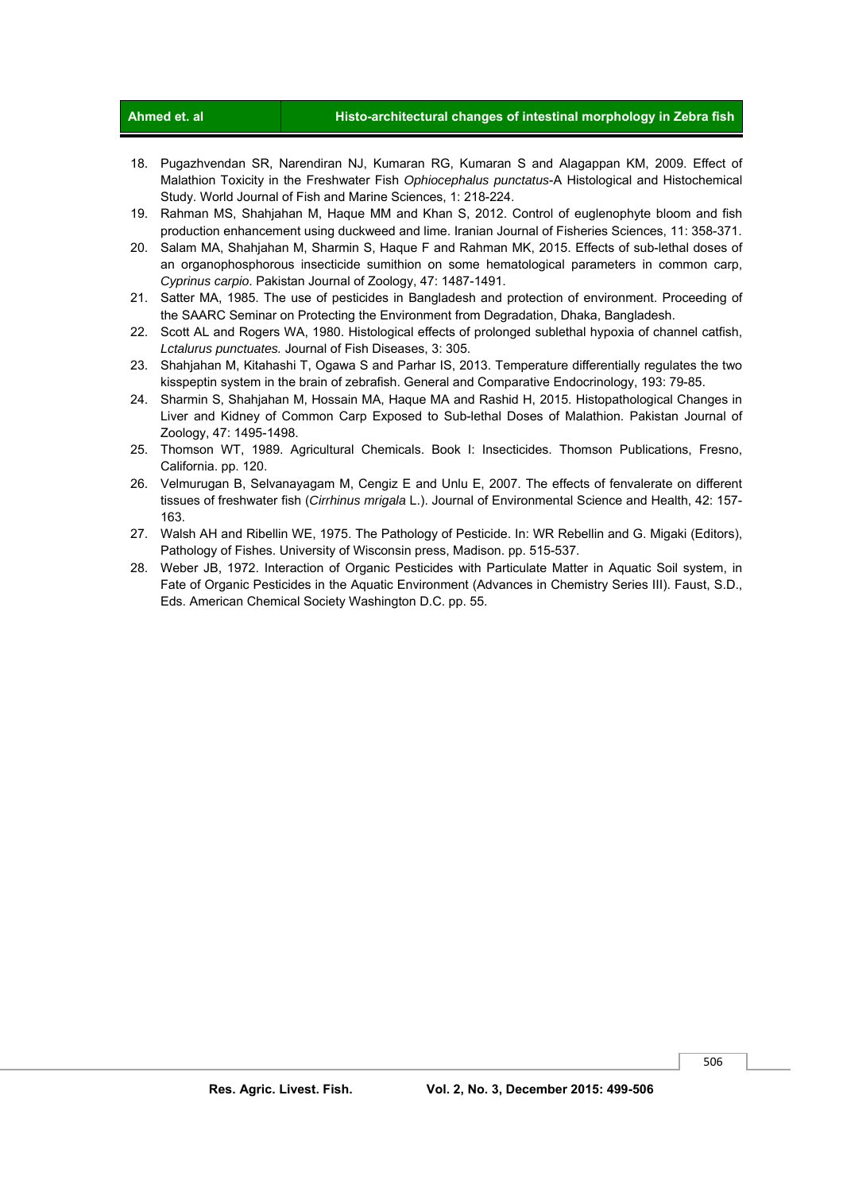18. Pugazhvendan SR, Narendiran NJ, Kumaran RG, Kumaran S and Alagappan KM, 2009. Effect of Malathion Toxicity in the Freshwater Fish *Ophiocephalus punctatus*-A Histological and Histochemical Study. World Journal of Fish and Marine Sciences, 1: 218-224.
19. Rahman MS, Shahjahan M, Haque MM and Khan S, 2012. Control of euglenophyte bloom and fish production enhancement using duckweed and lime. Iranian Journal of Fisheries Sciences, 11: 358-371.
20. Salam MA, Shahjahan M, Sharmin S, Haque F and Rahman MK, 2015. Effects of sub-lethal doses of an organophosphorous insecticide sumithion on some hematological parameters in common carp, *Cyprinus carpio*. Pakistan Journal of Zoology, 47: 1487-1491.
21. Satter MA, 1985. The use of pesticides in Bangladesh and protection of environment. Proceeding of the SAARC Seminar on Protecting the Environment from Degradation, Dhaka, Bangladesh.
22. Scott AL and Rogers WA, 1980. Histological effects of prolonged sublethal hypoxia of channel catfish, *Lctalurus punctuates.* Journal of Fish Diseases, 3: 305.
23. Shahjahan M, Kitahashi T, Ogawa S and Parhar IS, 2013. Temperature differentially regulates the two kisspeptin system in the brain of zebrafish. General and Comparative Endocrinology, 193: 79-85.
24. Sharmin S, Shahjahan M, Hossain MA, Haque MA and Rashid H, 2015. Histopathological Changes in Liver and Kidney of Common Carp Exposed to Sub-lethal Doses of Malathion. Pakistan Journal of Zoology, 47: 1495-1498.
25. Thomson WT, 1989. Agricultural Chemicals. Book I: Insecticides. Thomson Publications, Fresno, California. pp. 120.
26. Velmurugan B, Selvanayagam M, Cengiz E and Unlu E, 2007. The effects of fenvalerate on different tissues of freshwater fish (*Cirrhinus mrigala* L.). Journal of Environmental Science and Health, 42: 157-163.
27. Walsh AH and Ribellin WE, 1975. The Pathology of Pesticide. In: WR Rebellin and G. Migaki (Editors), Pathology of Fishes. University of Wisconsin press, Madison. pp. 515-537.
28. Weber JB, 1972. Interaction of Organic Pesticides with Particulate Matter in Aquatic Soil system, in Fate of Organic Pesticides in the Aquatic Environment (Advances in Chemistry Series III). Faust, S.D., Eds. American Chemical Society Washington D.C. pp. 55.